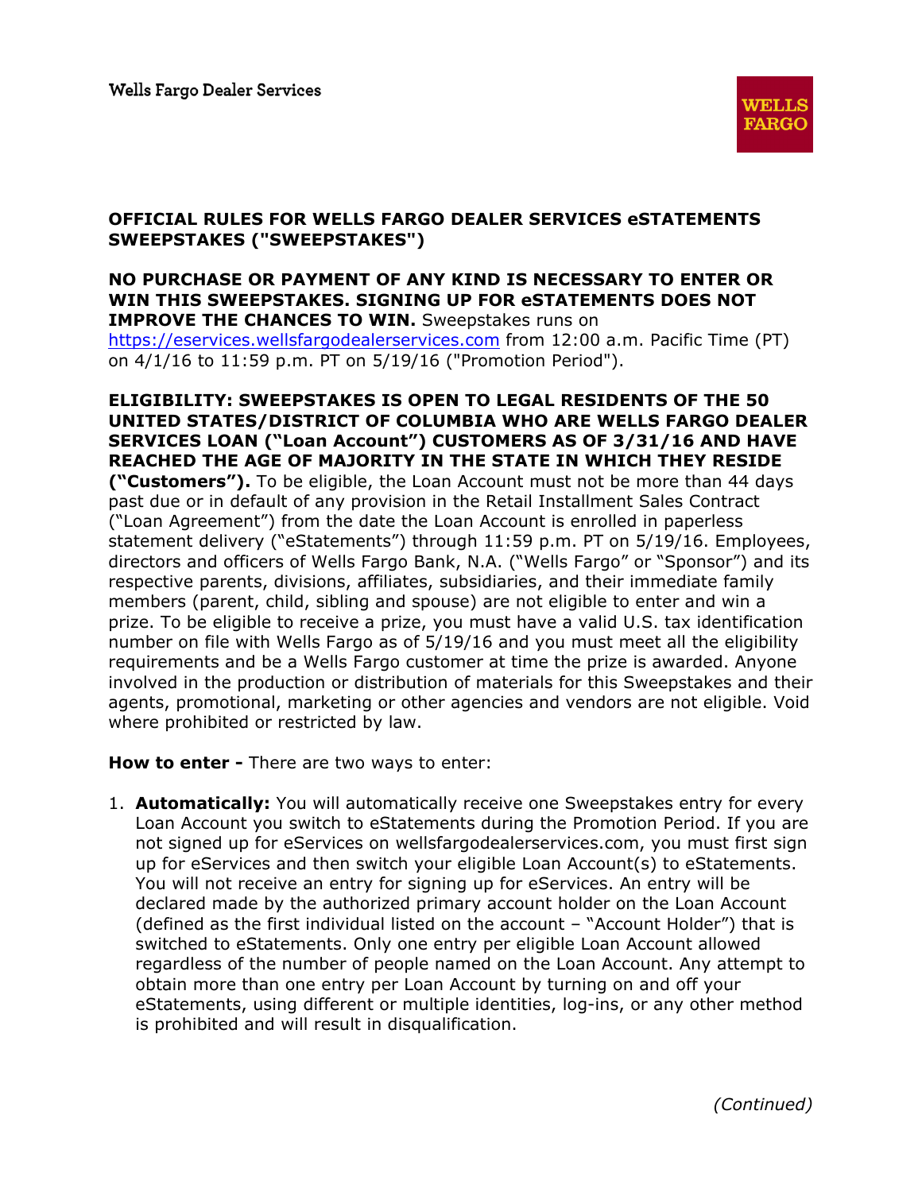Wells Fargo Dealer Services

**OFFICIAL RULES FOR WELLS FARGO DEALER SERVICES eSTATEMENTS SWEEPSTAKES ("SWEEPSTAKES")**

**NO PURCHASE OR PAYMENT OF ANY KIND IS NECESSARY TO ENTER OR WIN THIS SWEEPSTAKES. SIGNING UP FOR eSTATEMENTS DOES NOT IMPROVE THE CHANCES TO WIN.** Sweepstakes runs on https://eservices.wellsfargodealerservices.com from 12:00 a.m. Pacific Time (PT) on 4/1/16 to 11:59 p.m. PT on 5/19/16 ("Promotion Period").

**ELIGIBILITY: SWEEPSTAKES IS OPEN TO LEGAL RESIDENTS OF THE 50 UNITED STATES/DISTRICT OF COLUMBIA WHO ARE WELLS FARGO DEALER SERVICES LOAN ("Loan Account") CUSTOMERS AS OF 3/31/16 AND HAVE REACHED THE AGE OF MAJORITY IN THE STATE IN WHICH THEY RESIDE ("Customers").** To be eligible, the Loan Account must not be more than 44 days past due or in default of any provision in the Retail Installment Sales Contract ("Loan Agreement") from the date the Loan Account is enrolled in paperless statement delivery ("eStatements") through 11:59 p.m. PT on 5/19/16. Employees, directors and officers of Wells Fargo Bank, N.A. ("Wells Fargo" or "Sponsor") and its respective parents, divisions, affiliates, subsidiaries, and their immediate family members (parent, child, sibling and spouse) are not eligible to enter and win a prize. To be eligible to receive a prize, you must have a valid U.S. tax identification number on file with Wells Fargo as of 5/19/16 and you must meet all the eligibility requirements and be a Wells Fargo customer at time the prize is awarded. Anyone involved in the production or distribution of materials for this Sweepstakes and their agents, promotional, marketing or other agencies and vendors are not eligible. Void where prohibited or restricted by law.

**How to enter -** There are two ways to enter:

1. **Automatically:** You will automatically receive one Sweepstakes entry for every Loan Account you switch to eStatements during the Promotion Period. If you are not signed up for eServices on wellsfargodealerservices.com, you must first sign up for eServices and then switch your eligible Loan Account(s) to eStatements. You will not receive an entry for signing up for eServices. An entry will be declared made by the authorized primary account holder on the Loan Account (defined as the first individual listed on the account – "Account Holder") that is switched to eStatements. Only one entry per eligible Loan Account allowed regardless of the number of people named on the Loan Account. Any attempt to obtain more than one entry per Loan Account by turning on and off your eStatements, using different or multiple identities, log-ins, or any other method is prohibited and will result in disqualification.

*(Continued)*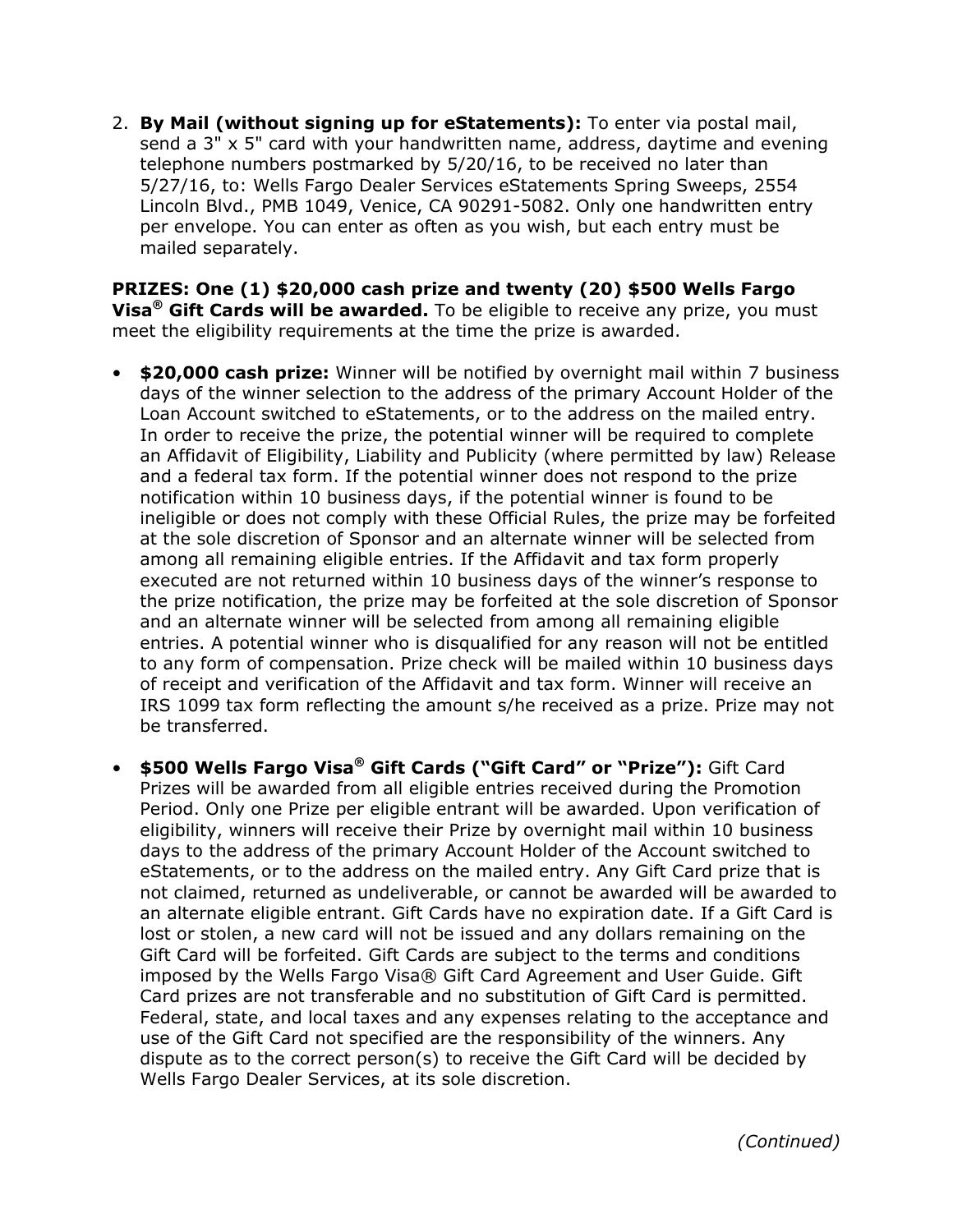2. **By Mail (without signing up for eStatements):** To enter via postal mail, send a 3" x 5" card with your handwritten name, address, daytime and evening telephone numbers postmarked by 5/20/16, to be received no later than 5/27/16, to: Wells Fargo Dealer Services eStatements Spring Sweeps, 2554 Lincoln Blvd., PMB 1049, Venice, CA 90291-5082. Only one handwritten entry per envelope. You can enter as often as you wish, but each entry must be mailed separately.

**PRIZES: One (1) $20,000 cash prize and twenty (20) $500 Wells Fargo Visa® Gift Cards will be awarded.** To be eligible to receive any prize, you must meet the eligibility requirements at the time the prize is awarded.

- **$20,000 cash prize:** Winner will be notified by overnight mail within 7 business days of the winner selection to the address of the primary Account Holder of the Loan Account switched to eStatements, or to the address on the mailed entry. In order to receive the prize, the potential winner will be required to complete an Affidavit of Eligibility, Liability and Publicity (where permitted by law) Release and a federal tax form. If the potential winner does not respond to the prize notification within 10 business days, if the potential winner is found to be ineligible or does not comply with these Official Rules, the prize may be forfeited at the sole discretion of Sponsor and an alternate winner will be selected from among all remaining eligible entries. If the Affidavit and tax form properly executed are not returned within 10 business days of the winner's response to the prize notification, the prize may be forfeited at the sole discretion of Sponsor and an alternate winner will be selected from among all remaining eligible entries. A potential winner who is disqualified for any reason will not be entitled to any form of compensation. Prize check will be mailed within 10 business days of receipt and verification of the Affidavit and tax form. Winner will receive an IRS 1099 tax form reflecting the amount s/he received as a prize. Prize may not be transferred.

- **$500 Wells Fargo Visa® Gift Cards ("Gift Card" or "Prize"):** Gift Card Prizes will be awarded from all eligible entries received during the Promotion Period. Only one Prize per eligible entrant will be awarded. Upon verification of eligibility, winners will receive their Prize by overnight mail within 10 business days to the address of the primary Account Holder of the Account switched to eStatements, or to the address on the mailed entry. Any Gift Card prize that is not claimed, returned as undeliverable, or cannot be awarded will be awarded to an alternate eligible entrant. Gift Cards have no expiration date. If a Gift Card is lost or stolen, a new card will not be issued and any dollars remaining on the Gift Card will be forfeited. Gift Cards are subject to the terms and conditions imposed by the Wells Fargo Visa® Gift Card Agreement and User Guide. Gift Card prizes are not transferable and no substitution of Gift Card is permitted. Federal, state, and local taxes and any expenses relating to the acceptance and use of the Gift Card not specified are the responsibility of the winners. Any dispute as to the correct person(s) to receive the Gift Card will be decided by Wells Fargo Dealer Services, at its sole discretion.

*(Continued)*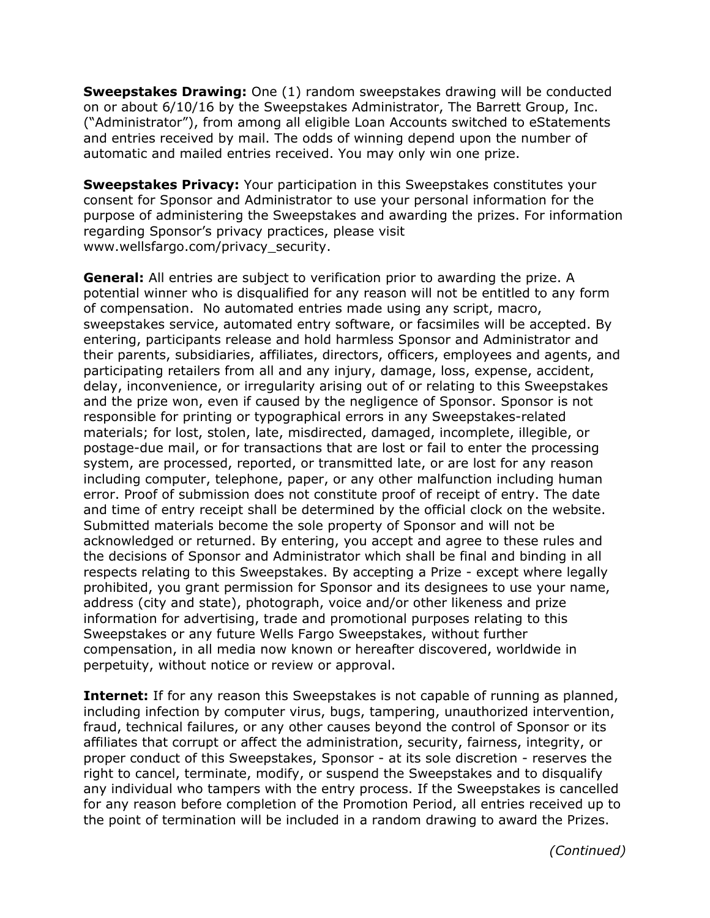**Sweepstakes Drawing:** One (1) random sweepstakes drawing will be conducted on or about 6/10/16 by the Sweepstakes Administrator, The Barrett Group, Inc. ("Administrator"), from among all eligible Loan Accounts switched to eStatements and entries received by mail. The odds of winning depend upon the number of automatic and mailed entries received. You may only win one prize.

**Sweepstakes Privacy:** Your participation in this Sweepstakes constitutes your consent for Sponsor and Administrator to use your personal information for the purpose of administering the Sweepstakes and awarding the prizes. For information regarding Sponsor's privacy practices, please visit www.wellsfargo.com/privacy_security.

**General:** All entries are subject to verification prior to awarding the prize. A potential winner who is disqualified for any reason will not be entitled to any form of compensation. No automated entries made using any script, macro, sweepstakes service, automated entry software, or facsimiles will be accepted. By entering, participants release and hold harmless Sponsor and Administrator and their parents, subsidiaries, affiliates, directors, officers, employees and agents, and participating retailers from all and any injury, damage, loss, expense, accident, delay, inconvenience, or irregularity arising out of or relating to this Sweepstakes and the prize won, even if caused by the negligence of Sponsor. Sponsor is not responsible for printing or typographical errors in any Sweepstakes-related materials; for lost, stolen, late, misdirected, damaged, incomplete, illegible, or postage-due mail, or for transactions that are lost or fail to enter the processing system, are processed, reported, or transmitted late, or are lost for any reason including computer, telephone, paper, or any other malfunction including human error. Proof of submission does not constitute proof of receipt of entry. The date and time of entry receipt shall be determined by the official clock on the website. Submitted materials become the sole property of Sponsor and will not be acknowledged or returned. By entering, you accept and agree to these rules and the decisions of Sponsor and Administrator which shall be final and binding in all respects relating to this Sweepstakes. By accepting a Prize - except where legally prohibited, you grant permission for Sponsor and its designees to use your name, address (city and state), photograph, voice and/or other likeness and prize information for advertising, trade and promotional purposes relating to this Sweepstakes or any future Wells Fargo Sweepstakes, without further compensation, in all media now known or hereafter discovered, worldwide in perpetuity, without notice or review or approval.

**Internet:** If for any reason this Sweepstakes is not capable of running as planned, including infection by computer virus, bugs, tampering, unauthorized intervention, fraud, technical failures, or any other causes beyond the control of Sponsor or its affiliates that corrupt or affect the administration, security, fairness, integrity, or proper conduct of this Sweepstakes, Sponsor - at its sole discretion - reserves the right to cancel, terminate, modify, or suspend the Sweepstakes and to disqualify any individual who tampers with the entry process. If the Sweepstakes is cancelled for any reason before completion of the Promotion Period, all entries received up to the point of termination will be included in a random drawing to award the Prizes.

*(Continued)*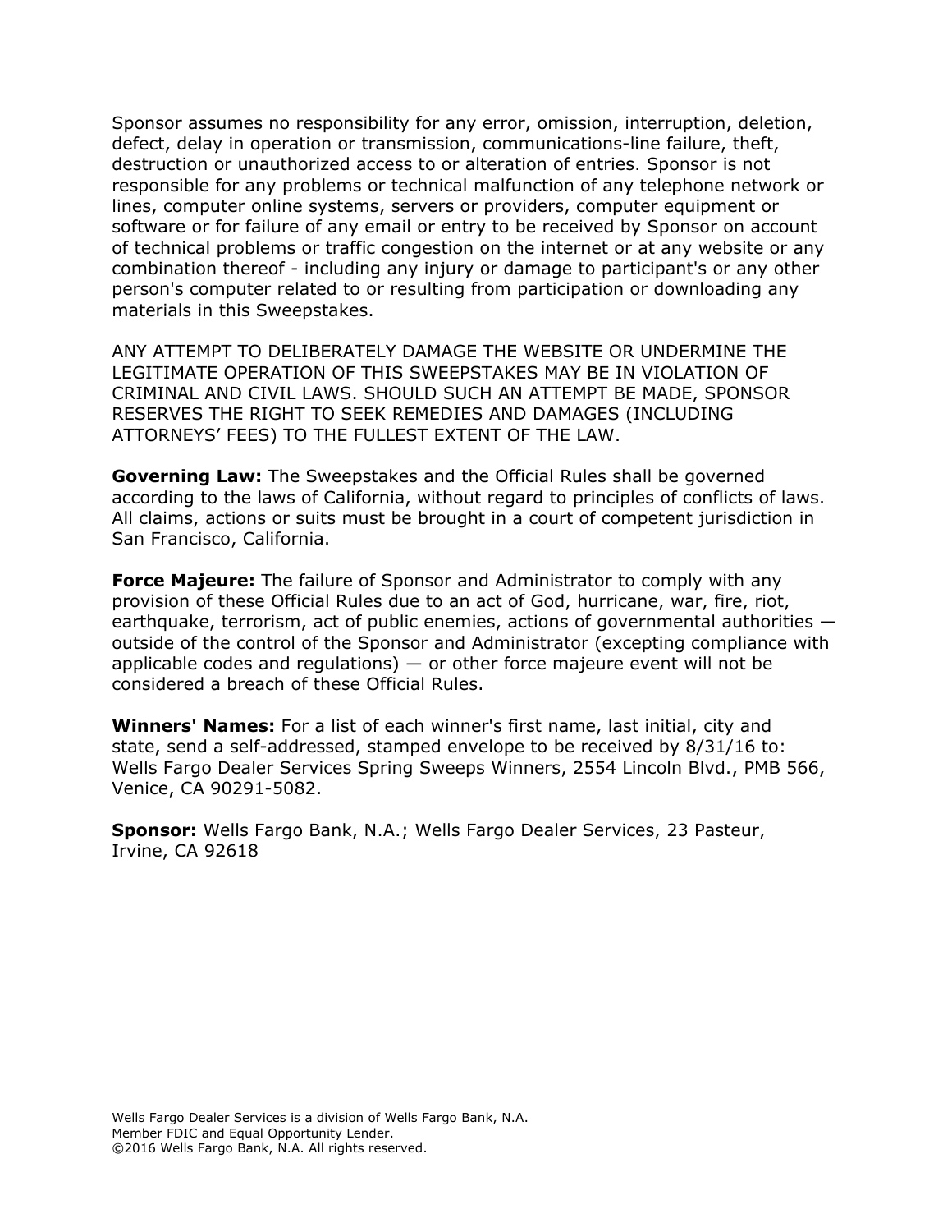Sponsor assumes no responsibility for any error, omission, interruption, deletion, defect, delay in operation or transmission, communications-line failure, theft, destruction or unauthorized access to or alteration of entries. Sponsor is not responsible for any problems or technical malfunction of any telephone network or lines, computer online systems, servers or providers, computer equipment or software or for failure of any email or entry to be received by Sponsor on account of technical problems or traffic congestion on the internet or at any website or any combination thereof - including any injury or damage to participant's or any other person's computer related to or resulting from participation or downloading any materials in this Sweepstakes.

ANY ATTEMPT TO DELIBERATELY DAMAGE THE WEBSITE OR UNDERMINE THE LEGITIMATE OPERATION OF THIS SWEEPSTAKES MAY BE IN VIOLATION OF CRIMINAL AND CIVIL LAWS. SHOULD SUCH AN ATTEMPT BE MADE, SPONSOR RESERVES THE RIGHT TO SEEK REMEDIES AND DAMAGES (INCLUDING ATTORNEYS' FEES) TO THE FULLEST EXTENT OF THE LAW.

**Governing Law:** The Sweepstakes and the Official Rules shall be governed according to the laws of California, without regard to principles of conflicts of laws. All claims, actions or suits must be brought in a court of competent jurisdiction in San Francisco, California.

**Force Majeure:** The failure of Sponsor and Administrator to comply with any provision of these Official Rules due to an act of God, hurricane, war, fire, riot, earthquake, terrorism, act of public enemies, actions of governmental authorities — outside of the control of the Sponsor and Administrator (excepting compliance with applicable codes and regulations) — or other force majeure event will not be considered a breach of these Official Rules.

**Winners' Names:** For a list of each winner's first name, last initial, city and state, send a self-addressed, stamped envelope to be received by 8/31/16 to: Wells Fargo Dealer Services Spring Sweeps Winners, 2554 Lincoln Blvd., PMB 566, Venice, CA 90291-5082.

**Sponsor:** Wells Fargo Bank, N.A.; Wells Fargo Dealer Services, 23 Pasteur, Irvine, CA 92618

Wells Fargo Dealer Services is a division of Wells Fargo Bank, N.A.
Member FDIC and Equal Opportunity Lender.
©2016 Wells Fargo Bank, N.A. All rights reserved.